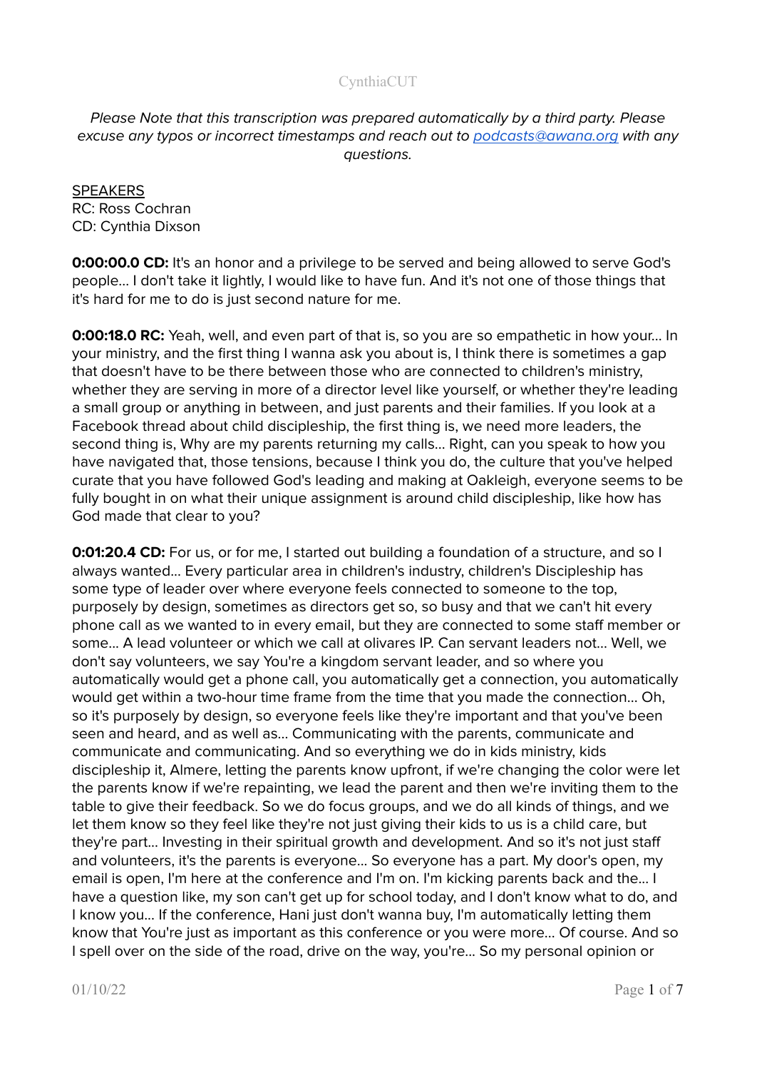CynthiaCUT

*Please Note that this transcription was prepared automatically by a third party. Please excuse any typos or incorrect timestamps and reach out to [podcasts@awana.org](mailto:podcasts@awana.org) with any questions.*

<u>SPEAKERS</u>
RC: Ross Cochran
CD: Cynthia Dixson

**0:00:00.0 CD:** It's an honor and a privilege to be served and being allowed to serve God's people... I don't take it lightly, I would like to have fun. And it's not one of those things that it's hard for me to do is just second nature for me.

**0:00:18.0 RC:** Yeah, well, and even part of that is, so you are so empathetic in how your... In your ministry, and the first thing I wanna ask you about is, I think there is sometimes a gap that doesn't have to be there between those who are connected to children's ministry, whether they are serving in more of a director level like yourself, or whether they're leading a small group or anything in between, and just parents and their families. If you look at a Facebook thread about child discipleship, the first thing is, we need more leaders, the second thing is, Why are my parents returning my calls... Right, can you speak to how you have navigated that, those tensions, because I think you do, the culture that you've helped curate that you have followed God's leading and making at Oakleigh, everyone seems to be fully bought in on what their unique assignment is around child discipleship, like how has God made that clear to you?

**0:01:20.4 CD:** For us, or for me, I started out building a foundation of a structure, and so I always wanted... Every particular area in children's industry, children's Discipleship has some type of leader over where everyone feels connected to someone to the top, purposely by design, sometimes as directors get so, so busy and that we can't hit every phone call as we wanted to in every email, but they are connected to some staff member or some... A lead volunteer or which we call at olivares IP. Can servant leaders not... Well, we don't say volunteers, we say You're a kingdom servant leader, and so where you automatically would get a phone call, you automatically get a connection, you automatically would get within a two-hour time frame from the time that you made the connection... Oh, so it's purposely by design, so everyone feels like they're important and that you've been seen and heard, and as well as... Communicating with the parents, communicate and communicate and communicating. And so everything we do in kids ministry, kids discipleship it, Almere, letting the parents know upfront, if we're changing the color were let the parents know if we're repainting, we lead the parent and then we're inviting them to the table to give their feedback. So we do focus groups, and we do all kinds of things, and we let them know so they feel like they're not just giving their kids to us is a child care, but they're part... Investing in their spiritual growth and development. And so it's not just staff and volunteers, it's the parents is everyone... So everyone has a part. My door's open, my email is open, I'm here at the conference and I'm on. I'm kicking parents back and the... I have a question like, my son can't get up for school today, and I don't know what to do, and I know you... If the conference, Hani just don't wanna buy, I'm automatically letting them know that You're just as important as this conference or you were more... Of course. And so I spell over on the side of the road, drive on the way, you're... So my personal opinion or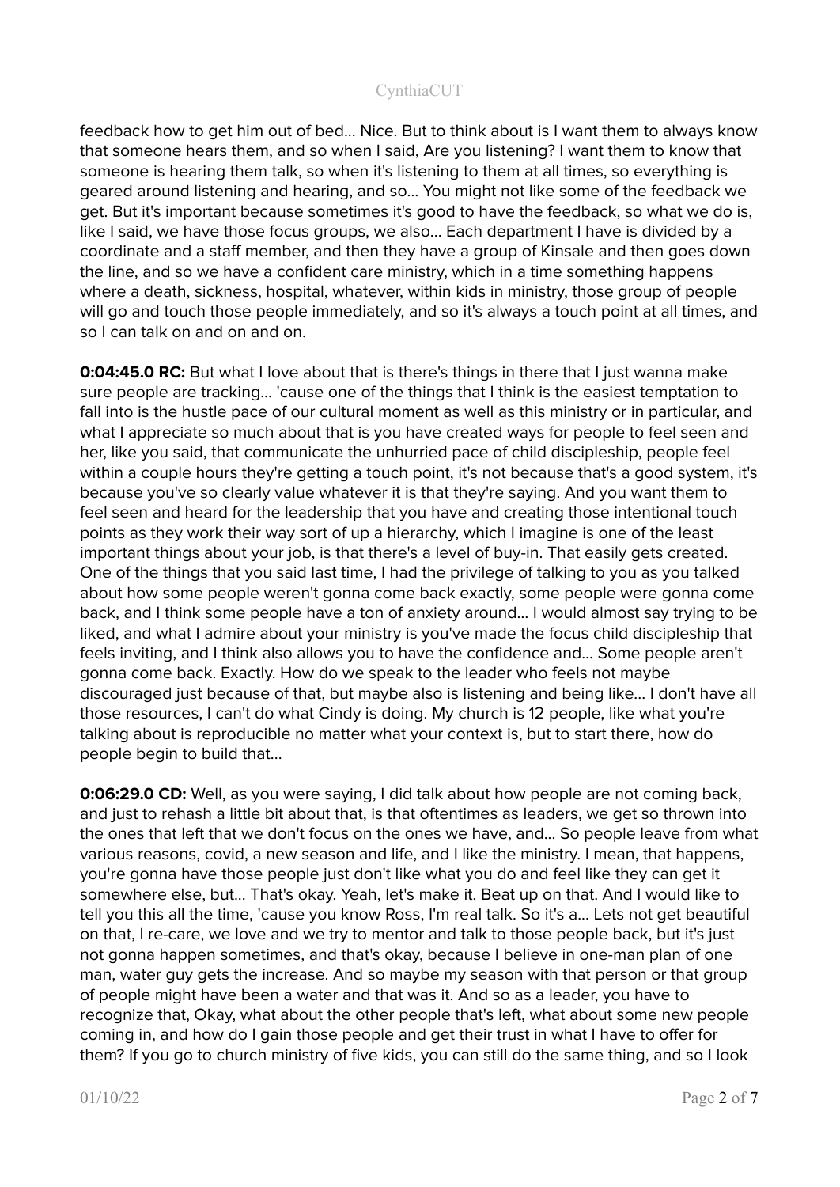feedback how to get him out of bed... Nice. But to think about is I want them to always know that someone hears them, and so when I said, Are you listening? I want them to know that someone is hearing them talk, so when it's listening to them at all times, so everything is geared around listening and hearing, and so... You might not like some of the feedback we get. But it's important because sometimes it's good to have the feedback, so what we do is, like I said, we have those focus groups, we also... Each department I have is divided by a coordinate and a staff member, and then they have a group of Kinsale and then goes down the line, and so we have a confident care ministry, which in a time something happens where a death, sickness, hospital, whatever, within kids in ministry, those group of people will go and touch those people immediately, and so it's always a touch point at all times, and so I can talk on and on and on.

**0:04:45.0 RC:** But what I love about that is there's things in there that I just wanna make sure people are tracking... 'cause one of the things that I think is the easiest temptation to fall into is the hustle pace of our cultural moment as well as this ministry or in particular, and what I appreciate so much about that is you have created ways for people to feel seen and her, like you said, that communicate the unhurried pace of child discipleship, people feel within a couple hours they're getting a touch point, it's not because that's a good system, it's because you've so clearly value whatever it is that they're saying. And you want them to feel seen and heard for the leadership that you have and creating those intentional touch points as they work their way sort of up a hierarchy, which I imagine is one of the least important things about your job, is that there's a level of buy-in. That easily gets created. One of the things that you said last time, I had the privilege of talking to you as you talked about how some people weren't gonna come back exactly, some people were gonna come back, and I think some people have a ton of anxiety around... I would almost say trying to be liked, and what I admire about your ministry is you've made the focus child discipleship that feels inviting, and I think also allows you to have the confidence and... Some people aren't gonna come back. Exactly. How do we speak to the leader who feels not maybe discouraged just because of that, but maybe also is listening and being like... I don't have all those resources, I can't do what Cindy is doing. My church is 12 people, like what you're talking about is reproducible no matter what your context is, but to start there, how do people begin to build that...

**0:06:29.0 CD:** Well, as you were saying, I did talk about how people are not coming back, and just to rehash a little bit about that, is that oftentimes as leaders, we get so thrown into the ones that left that we don't focus on the ones we have, and... So people leave from what various reasons, covid, a new season and life, and I like the ministry. I mean, that happens, you're gonna have those people just don't like what you do and feel like they can get it somewhere else, but... That's okay. Yeah, let's make it. Beat up on that. And I would like to tell you this all the time, 'cause you know Ross, I'm real talk. So it's a... Lets not get beautiful on that, I re-care, we love and we try to mentor and talk to those people back, but it's just not gonna happen sometimes, and that's okay, because I believe in one-man plan of one man, water guy gets the increase. And so maybe my season with that person or that group of people might have been a water and that was it. And so as a leader, you have to recognize that, Okay, what about the other people that's left, what about some new people coming in, and how do I gain those people and get their trust in what I have to offer for them? If you go to church ministry of five kids, you can still do the same thing, and so I look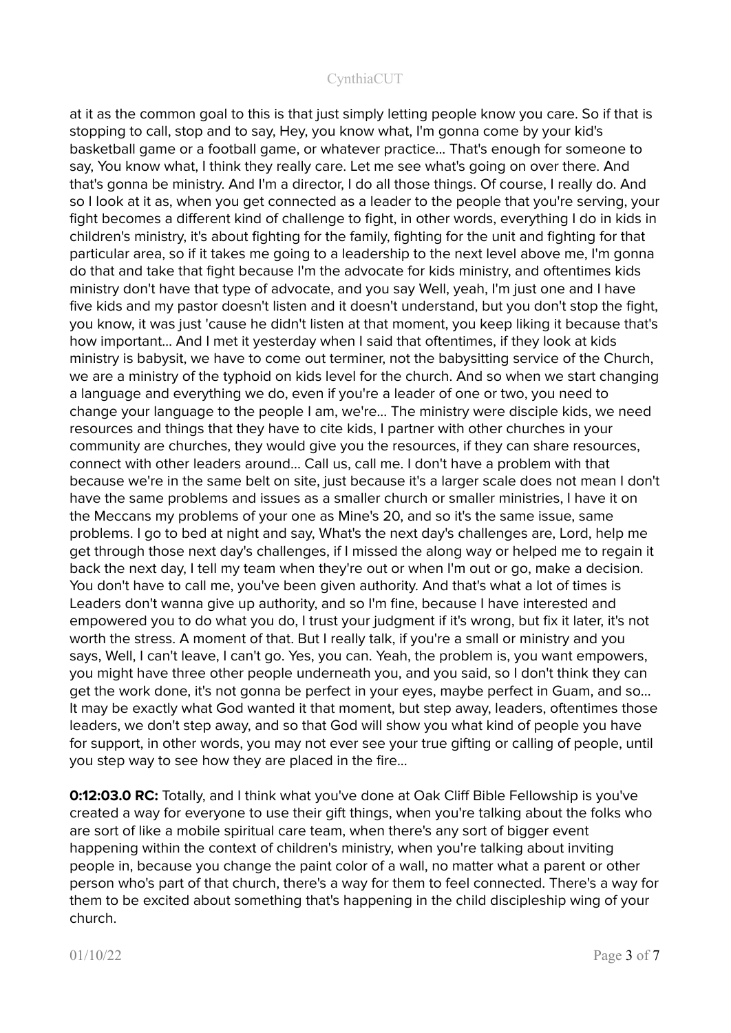at it as the common goal to this is that just simply letting people know you care. So if that is stopping to call, stop and to say, Hey, you know what, I'm gonna come by your kid's basketball game or a football game, or whatever practice... That's enough for someone to say, You know what, I think they really care. Let me see what's going on over there. And that's gonna be ministry. And I'm a director, I do all those things. Of course, I really do. And so I look at it as, when you get connected as a leader to the people that you're serving, your fight becomes a different kind of challenge to fight, in other words, everything I do in kids in children's ministry, it's about fighting for the family, fighting for the unit and fighting for that particular area, so if it takes me going to a leadership to the next level above me, I'm gonna do that and take that fight because I'm the advocate for kids ministry, and oftentimes kids ministry don't have that type of advocate, and you say Well, yeah, I'm just one and I have five kids and my pastor doesn't listen and it doesn't understand, but you don't stop the fight, you know, it was just 'cause he didn't listen at that moment, you keep liking it because that's how important... And I met it yesterday when I said that oftentimes, if they look at kids ministry is babysit, we have to come out terminer, not the babysitting service of the Church, we are a ministry of the typhoid on kids level for the church. And so when we start changing a language and everything we do, even if you're a leader of one or two, you need to change your language to the people I am, we're... The ministry were disciple kids, we need resources and things that they have to cite kids, I partner with other churches in your community are churches, they would give you the resources, if they can share resources, connect with other leaders around... Call us, call me. I don't have a problem with that because we're in the same belt on site, just because it's a larger scale does not mean I don't have the same problems and issues as a smaller church or smaller ministries, I have it on the Meccans my problems of your one as Mine's 20, and so it's the same issue, same problems. I go to bed at night and say, What's the next day's challenges are, Lord, help me get through those next day's challenges, if I missed the along way or helped me to regain it back the next day, I tell my team when they're out or when I'm out or go, make a decision. You don't have to call me, you've been given authority. And that's what a lot of times is Leaders don't wanna give up authority, and so I'm fine, because I have interested and empowered you to do what you do, I trust your judgment if it's wrong, but fix it later, it's not worth the stress. A moment of that. But I really talk, if you're a small or ministry and you says, Well, I can't leave, I can't go. Yes, you can. Yeah, the problem is, you want empowers, you might have three other people underneath you, and you said, so I don't think they can get the work done, it's not gonna be perfect in your eyes, maybe perfect in Guam, and so... It may be exactly what God wanted it that moment, but step away, leaders, oftentimes those leaders, we don't step away, and so that God will show you what kind of people you have for support, in other words, you may not ever see your true gifting or calling of people, until you step way to see how they are placed in the fire...

**0:12:03.0 RC:** Totally, and I think what you've done at Oak Cliff Bible Fellowship is you've created a way for everyone to use their gift things, when you're talking about the folks who are sort of like a mobile spiritual care team, when there's any sort of bigger event happening within the context of children's ministry, when you're talking about inviting people in, because you change the paint color of a wall, no matter what a parent or other person who's part of that church, there's a way for them to feel connected. There's a way for them to be excited about something that's happening in the child discipleship wing of your church.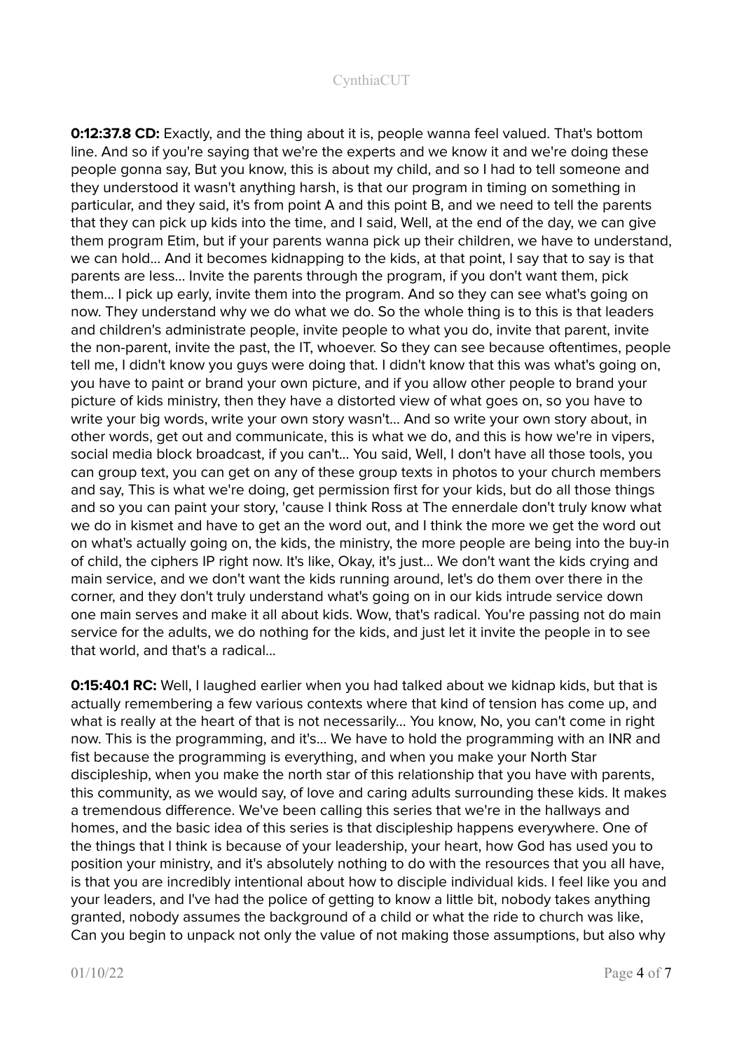**0:12:37.8 CD:** Exactly, and the thing about it is, people wanna feel valued. That's bottom line. And so if you're saying that we're the experts and we know it and we're doing these people gonna say, But you know, this is about my child, and so I had to tell someone and they understood it wasn't anything harsh, is that our program in timing on something in particular, and they said, it's from point A and this point B, and we need to tell the parents that they can pick up kids into the time, and I said, Well, at the end of the day, we can give them program Etim, but if your parents wanna pick up their children, we have to understand, we can hold... And it becomes kidnapping to the kids, at that point, I say that to say is that parents are less... Invite the parents through the program, if you don't want them, pick them... I pick up early, invite them into the program. And so they can see what's going on now. They understand why we do what we do. So the whole thing is to this is that leaders and children's administrate people, invite people to what you do, invite that parent, invite the non-parent, invite the past, the IT, whoever. So they can see because oftentimes, people tell me, I didn't know you guys were doing that. I didn't know that this was what's going on, you have to paint or brand your own picture, and if you allow other people to brand your picture of kids ministry, then they have a distorted view of what goes on, so you have to write your big words, write your own story wasn't... And so write your own story about, in other words, get out and communicate, this is what we do, and this is how we're in vipers, social media block broadcast, if you can't... You said, Well, I don't have all those tools, you can group text, you can get on any of these group texts in photos to your church members and say, This is what we're doing, get permission first for your kids, but do all those things and so you can paint your story, 'cause I think Ross at The ennerdale don't truly know what we do in kismet and have to get an the word out, and I think the more we get the word out on what's actually going on, the kids, the ministry, the more people are being into the buy-in of child, the ciphers IP right now. It's like, Okay, it's just... We don't want the kids crying and main service, and we don't want the kids running around, let's do them over there in the corner, and they don't truly understand what's going on in our kids intrude service down one main serves and make it all about kids. Wow, that's radical. You're passing not do main service for the adults, we do nothing for the kids, and just let it invite the people in to see that world, and that's a radical...

**0:15:40.1 RC:** Well, I laughed earlier when you had talked about we kidnap kids, but that is actually remembering a few various contexts where that kind of tension has come up, and what is really at the heart of that is not necessarily... You know, No, you can't come in right now. This is the programming, and it's... We have to hold the programming with an INR and fist because the programming is everything, and when you make your North Star discipleship, when you make the north star of this relationship that you have with parents, this community, as we would say, of love and caring adults surrounding these kids. It makes a tremendous difference. We've been calling this series that we're in the hallways and homes, and the basic idea of this series is that discipleship happens everywhere. One of the things that I think is because of your leadership, your heart, how God has used you to position your ministry, and it's absolutely nothing to do with the resources that you all have, is that you are incredibly intentional about how to disciple individual kids. I feel like you and your leaders, and I've had the police of getting to know a little bit, nobody takes anything granted, nobody assumes the background of a child or what the ride to church was like, Can you begin to unpack not only the value of not making those assumptions, but also why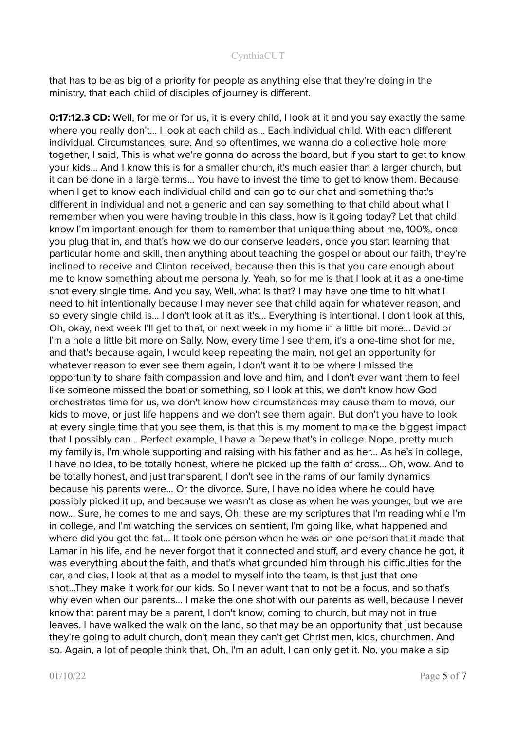that has to be as big of a priority for people as anything else that they're doing in the ministry, that each child of disciples of journey is different.

**0:17:12.3 CD:** Well, for me or for us, it is every child, I look at it and you say exactly the same where you really don't... I look at each child as... Each individual child. With each different individual. Circumstances, sure. And so oftentimes, we wanna do a collective hole more together, I said, This is what we're gonna do across the board, but if you start to get to know your kids... And I know this is for a smaller church, it's much easier than a larger church, but it can be done in a large terms... You have to invest the time to get to know them. Because when I get to know each individual child and can go to our chat and something that's different in individual and not a generic and can say something to that child about what I remember when you were having trouble in this class, how is it going today? Let that child know I'm important enough for them to remember that unique thing about me, 100%, once you plug that in, and that's how we do our conserve leaders, once you start learning that particular home and skill, then anything about teaching the gospel or about our faith, they're inclined to receive and Clinton received, because then this is that you care enough about me to know something about me personally. Yeah, so for me is that I look at it as a one-time shot every single time. And you say, Well, what is that? I may have one time to hit what I need to hit intentionally because I may never see that child again for whatever reason, and so every single child is... I don't look at it as it's... Everything is intentional. I don't look at this, Oh, okay, next week I'll get to that, or next week in my home in a little bit more... David or I'm a hole a little bit more on Sally. Now, every time I see them, it's a one-time shot for me, and that's because again, I would keep repeating the main, not get an opportunity for whatever reason to ever see them again, I don't want it to be where I missed the opportunity to share faith compassion and love and him, and I don't ever want them to feel like someone missed the boat or something, so I look at this, we don't know how God orchestrates time for us, we don't know how circumstances may cause them to move, our kids to move, or just life happens and we don't see them again. But don't you have to look at every single time that you see them, is that this is my moment to make the biggest impact that I possibly can... Perfect example, I have a Depew that's in college. Nope, pretty much my family is, I'm whole supporting and raising with his father and as her... As he's in college, I have no idea, to be totally honest, where he picked up the faith of cross... Oh, wow. And to be totally honest, and just transparent, I don't see in the rams of our family dynamics because his parents were... Or the divorce. Sure, I have no idea where he could have possibly picked it up, and because we wasn't as close as when he was younger, but we are now... Sure, he comes to me and says, Oh, these are my scriptures that I'm reading while I'm in college, and I'm watching the services on sentient, I'm going like, what happened and where did you get the fat... It took one person when he was on one person that it made that Lamar in his life, and he never forgot that it connected and stuff, and every chance he got, it was everything about the faith, and that's what grounded him through his difficulties for the car, and dies, I look at that as a model to myself into the team, is that just that one shot...They make it work for our kids. So I never want that to not be a focus, and so that's why even when our parents... I make the one shot with our parents as well, because I never know that parent may be a parent, I don't know, coming to church, but may not in true leaves. I have walked the walk on the land, so that may be an opportunity that just because they're going to adult church, don't mean they can't get Christ men, kids, churchmen. And so. Again, a lot of people think that, Oh, I'm an adult, I can only get it. No, you make a sip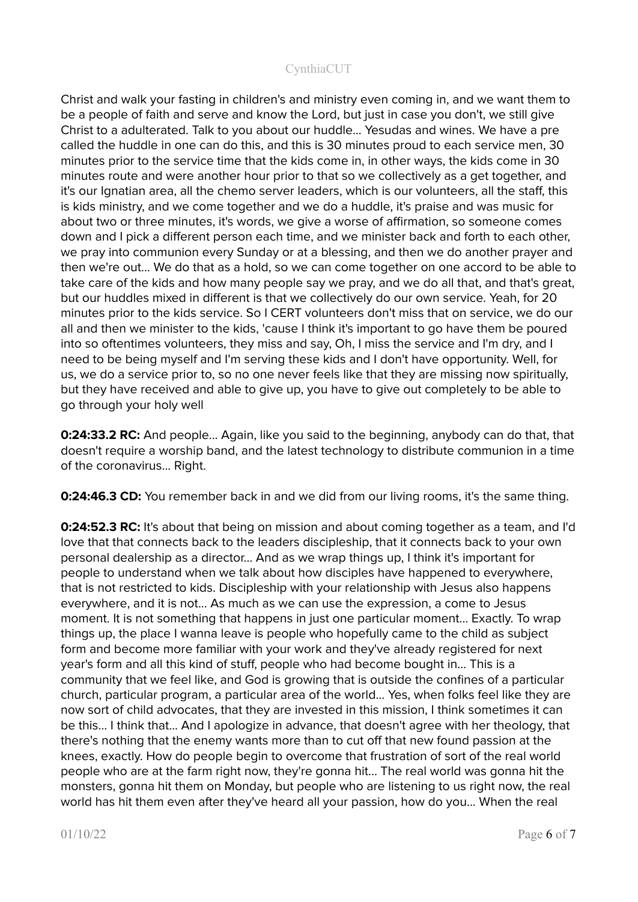Christ and walk your fasting in children's and ministry even coming in, and we want them to be a people of faith and serve and know the Lord, but just in case you don't, we still give Christ to a adulterated. Talk to you about our huddle... Yesudas and wines. We have a pre called the huddle in one can do this, and this is 30 minutes proud to each service men, 30 minutes prior to the service time that the kids come in, in other ways, the kids come in 30 minutes route and were another hour prior to that so we collectively as a get together, and it's our Ignatian area, all the chemo server leaders, which is our volunteers, all the staff, this is kids ministry, and we come together and we do a huddle, it's praise and was music for about two or three minutes, it's words, we give a worse of affirmation, so someone comes down and I pick a different person each time, and we minister back and forth to each other, we pray into communion every Sunday or at a blessing, and then we do another prayer and then we're out... We do that as a hold, so we can come together on one accord to be able to take care of the kids and how many people say we pray, and we do all that, and that's great, but our huddles mixed in different is that we collectively do our own service. Yeah, for 20 minutes prior to the kids service. So I CERT volunteers don't miss that on service, we do our all and then we minister to the kids, 'cause I think it's important to go have them be poured into so oftentimes volunteers, they miss and say, Oh, I miss the service and I'm dry, and I need to be being myself and I'm serving these kids and I don't have opportunity. Well, for us, we do a service prior to, so no one never feels like that they are missing now spiritually, but they have received and able to give up, you have to give out completely to be able to go through your holy well

**0:24:33.2 RC:** And people... Again, like you said to the beginning, anybody can do that, that doesn't require a worship band, and the latest technology to distribute communion in a time of the coronavirus... Right.

**0:24:46.3 CD:** You remember back in and we did from our living rooms, it's the same thing.

**0:24:52.3 RC:** It's about that being on mission and about coming together as a team, and I'd love that that connects back to the leaders discipleship, that it connects back to your own personal dealership as a director... And as we wrap things up, I think it's important for people to understand when we talk about how disciples have happened to everywhere, that is not restricted to kids. Discipleship with your relationship with Jesus also happens everywhere, and it is not... As much as we can use the expression, a come to Jesus moment. It is not something that happens in just one particular moment... Exactly. To wrap things up, the place I wanna leave is people who hopefully came to the child as subject form and become more familiar with your work and they've already registered for next year's form and all this kind of stuff, people who had become bought in... This is a community that we feel like, and God is growing that is outside the confines of a particular church, particular program, a particular area of the world... Yes, when folks feel like they are now sort of child advocates, that they are invested in this mission, I think sometimes it can be this... I think that... And I apologize in advance, that doesn't agree with her theology, that there's nothing that the enemy wants more than to cut off that new found passion at the knees, exactly. How do people begin to overcome that frustration of sort of the real world people who are at the farm right now, they're gonna hit... The real world was gonna hit the monsters, gonna hit them on Monday, but people who are listening to us right now, the real world has hit them even after they've heard all your passion, how do you... When the real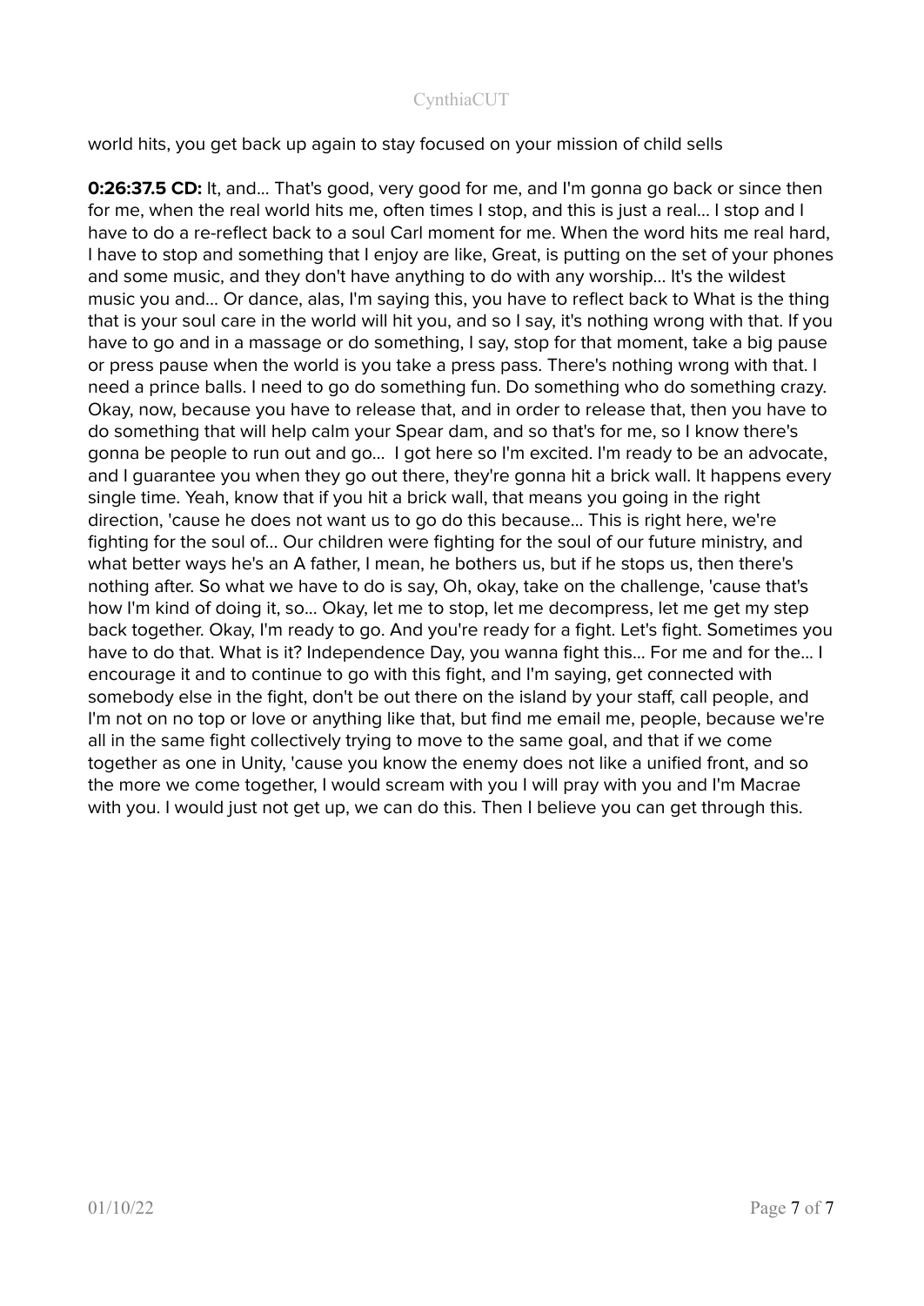world hits, you get back up again to stay focused on your mission of child sells

**0:26:37.5 CD:** It, and... That's good, very good for me, and I'm gonna go back or since then for me, when the real world hits me, often times I stop, and this is just a real... I stop and I have to do a re-reflect back to a soul Carl moment for me. When the word hits me real hard, I have to stop and something that I enjoy are like, Great, is putting on the set of your phones and some music, and they don't have anything to do with any worship... It's the wildest music you and... Or dance, alas, I'm saying this, you have to reflect back to What is the thing that is your soul care in the world will hit you, and so I say, it's nothing wrong with that. If you have to go and in a massage or do something, I say, stop for that moment, take a big pause or press pause when the world is you take a press pass. There's nothing wrong with that. I need a prince balls. I need to go do something fun. Do something who do something crazy. Okay, now, because you have to release that, and in order to release that, then you have to do something that will help calm your Spear dam, and so that's for me, so I know there's gonna be people to run out and go...  I got here so I'm excited. I'm ready to be an advocate, and I guarantee you when they go out there, they're gonna hit a brick wall. It happens every single time. Yeah, know that if you hit a brick wall, that means you going in the right direction, 'cause he does not want us to go do this because... This is right here, we're fighting for the soul of... Our children were fighting for the soul of our future ministry, and what better ways he's an A father, I mean, he bothers us, but if he stops us, then there's nothing after. So what we have to do is say, Oh, okay, take on the challenge, 'cause that's how I'm kind of doing it, so... Okay, let me to stop, let me decompress, let me get my step back together. Okay, I'm ready to go. And you're ready for a fight. Let's fight. Sometimes you have to do that. What is it? Independence Day, you wanna fight this... For me and for the... I encourage it and to continue to go with this fight, and I'm saying, get connected with somebody else in the fight, don't be out there on the island by your staff, call people, and I'm not on no top or love or anything like that, but find me email me, people, because we're all in the same fight collectively trying to move to the same goal, and that if we come together as one in Unity, 'cause you know the enemy does not like a unified front, and so the more we come together, I would scream with you I will pray with you and I'm Macrae with you. I would just not get up, we can do this. Then I believe you can get through this.